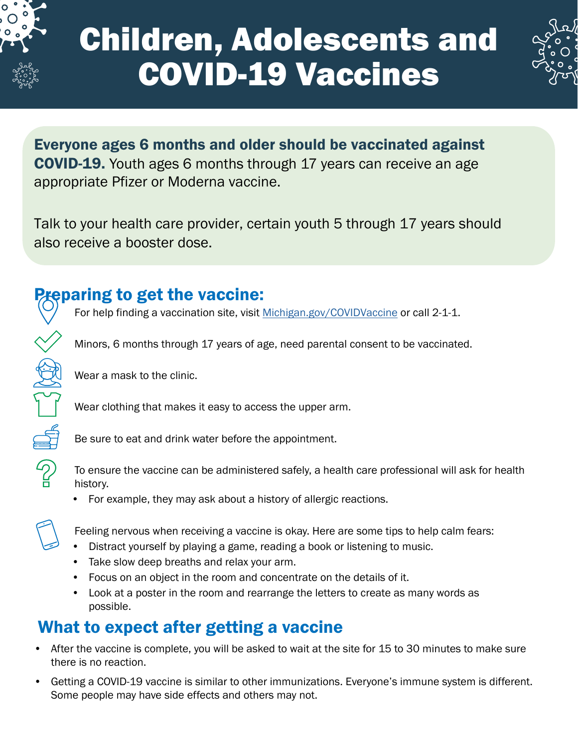# Children, Adolescents and COVID-19 Vaccines

**Everyone ages 6 months and older should be vaccinated against COVID-19.** Youth ages 6 months through 17 years can receive an age appropriate Pfizer or Moderna vaccine.

Talk to your health care provider, certain youth 5 through 17 years should also receive a booster dose.

## Preparing to get the vaccine:

For help finding a vaccination site, visit [Michigan.gov/COVIDVaccine](Michigan.gov/COVIDVaccine) or call 2-1-1.

Minors, 6 months through 17 years of age, need parental consent to be vaccinated.

Wear a mask to the clinic.

Wear clothing that makes it easy to access the upper arm.

Be sure to eat and drink water before the appointment.

To ensure the vaccine can be administered safely, a health care professional will ask for health history.

- For example, they may ask about a history of allergic reactions.

Feeling nervous when receiving a vaccine is okay. Here are some tips to help calm fears:

- Distract yourself by playing a game, reading a book or listening to music.
- Take slow deep breaths and relax your arm.
- Focus on an object in the room and concentrate on the details of it.
- Look at a poster in the room and rearrange the letters to create as many words as possible.

## What to expect after getting a vaccine

- After the vaccine is complete, you will be asked to wait at the site for 15 to 30 minutes to make sure there is no reaction.
- Getting a COVID-19 vaccine is similar to other immunizations. Everyone's immune system is different. Some people may have side effects and others may not.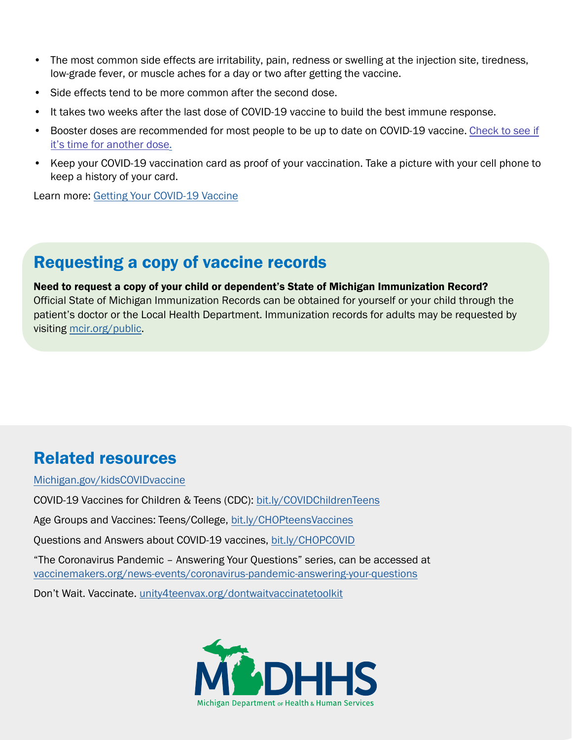- The most common side effects are irritability, pain, redness or swelling at the injection site, tiredness, low-grade fever, or muscle aches for a day or two after getting the vaccine.
- Side effects tend to be more common after the second dose.
- It takes two weeks after the last dose of COVID-19 vaccine to build the best immune response.
- Booster doses are recommended for most people to be up to date on COVID-19 vaccine. Check to see if it's time for another dose.
- Keep your COVID-19 vaccination card as proof of your vaccination. Take a picture with your cell phone to keep a history of your card.

Learn more: Getting Your COVID-19 Vaccine

## Requesting a copy of vaccine records

**Need to request a copy of your child or dependent's State of Michigan Immunization Record?**
Official State of Michigan Immunization Records can be obtained for yourself or your child through the patient's doctor or the Local Health Department. Immunization records for adults may be requested by visiting mcir.org/public.

## Related resources

Michigan.gov/kidsCOVIDvaccine

COVID-19 Vaccines for Children & Teens (CDC): bit.ly/COVIDChildrenTeens

Age Groups and Vaccines: Teens/College, bit.ly/CHOPteensVaccines

Questions and Answers about COVID-19 vaccines, bit.ly/CHOPCOVID

"The Coronavirus Pandemic – Answering Your Questions" series, can be accessed at vaccinemakers.org/news-events/coronavirus-pandemic-answering-your-questions

Don't Wait. Vaccinate. unity4teenvax.org/dontwaitvaccinatetoolkit

MDHHS
Michigan Department of Health & Human Services